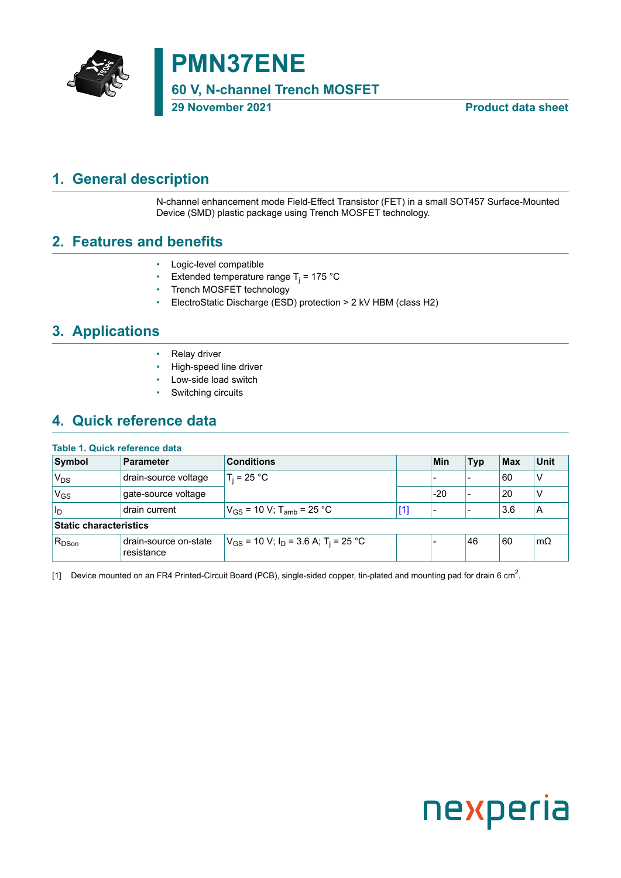# PMN37ENE

## 60 V, N-channel Trench MOSFET

**29 November 2021** **Product data sheet**

## 1. General description

N-channel enhancement mode Field-Effect Transistor (FET) in a small SOT457 Surface-Mounted Device (SMD) plastic package using Trench MOSFET technology.

## 2. Features and benefits

- Logic-level compatible
- Extended temperature range $T_j$ = 175 °C
- Trench MOSFET technology
- ElectroStatic Discharge (ESD) protection > 2 kV HBM (class H2)

## 3. Applications

- Relay driver
- High-speed line driver
- Low-side load switch
- Switching circuits

## 4. Quick reference data

**Table 1. Quick reference data**

| Symbol | Parameter | Conditions | | Min | Typ | Max | Unit |
|---|---|---|---|---|---|---|---|
| $V_{DS}$ | drain-source voltage | $T_j$ = 25 °C | | - | - | 60 | V |
| $V_{GS}$ | gate-source voltage | | | -20 | - | 20 | V |
| $I_D$ | drain current | $V_{GS}$ = 10 V; $T_{amb}$ = 25 °C | [1] | - | - | 3.6 | A |
| **Static characteristics** | | | | | | | |
| $R_{DSon}$ | drain-source on-state resistance | $V_{GS}$ = 10 V; $I_D$ = 3.6 A; $T_j$ = 25 °C | | - | 46 | 60 | mΩ |

[1] Device mounted on an FR4 Printed-Circuit Board (PCB), single-sided copper, tin-plated and mounting pad for drain 6 $cm^2$.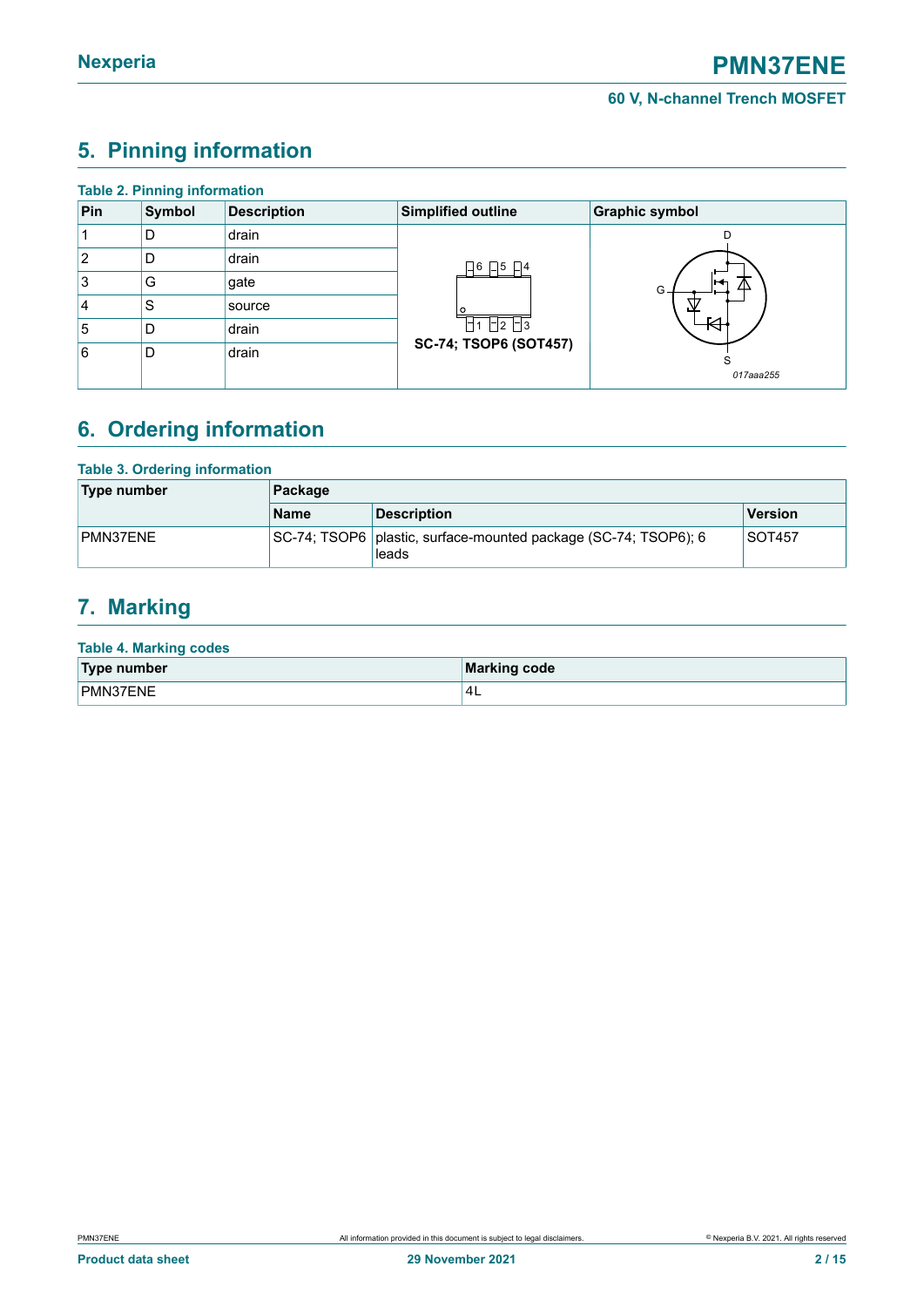## 5. Pinning information

**Table 2. Pinning information**

| Pin | Symbol | Description | Simplified outline | Graphic symbol |
|---|---|---|---|---|
| 1 | D | drain | SC-74; TSOP6 (SOT457) | 017aaa255 |
| 2 | D | drain | | |
| 3 | G | gate | | |
| 4 | S | source | | |
| 5 | D | drain | | |
| 6 | D | drain | | |

## 6. Ordering information

**Table 3. Ordering information**

| Type number | Package | | |
|---|---|---|---|
| | Name | Description | Version |
| PMN37ENE | SC-74; TSOP6 | plastic, surface-mounted package (SC-74; TSOP6); 6 leads | SOT457 |

## 7. Marking

**Table 4. Marking codes**

| Type number | Marking code |
|---|---|
| PMN37ENE | 4L |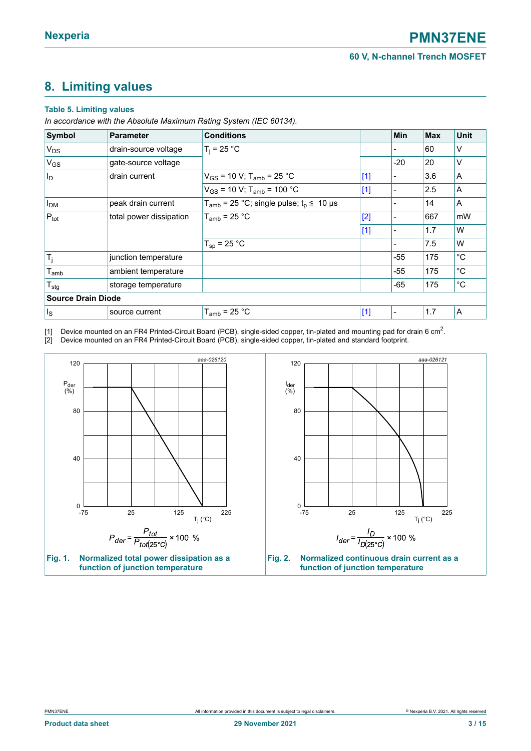## 8. Limiting values

**Table 5. Limiting values**

*In accordance with the Absolute Maximum Rating System (IEC 60134).*

| Symbol | Parameter | Conditions | | Min | Max | Unit |
|---|---|---|---|---|---|---|
| $V_{DS}$ | drain-source voltage | $T_j$ = 25 °C | | - | 60 | V |
| $V_{GS}$ | gate-source voltage | | | -20 | 20 | V |
| $I_D$ | drain current | $V_{GS}$ = 10 V; $T_{amb}$ = 25 °C | [1] | - | 3.6 | A |
| | | $V_{GS}$ = 10 V; $T_{amb}$ = 100 °C | [1] | - | 2.5 | A |
| $I_{DM}$ | peak drain current | $T_{amb}$ = 25 °C; single pulse; $t_p$ ≤ 10 µs | | - | 14 | A |
| $P_{tot}$ | total power dissipation | $T_{amb}$ = 25 °C | [2] | - | 667 | mW |
| | | | [1] | - | 1.7 | W |
| | | $T_{sp}$ = 25 °C | | - | 7.5 | W |
| $T_j$ | junction temperature | | | -55 | 175 | °C |
| $T_{amb}$ | ambient temperature | | | -55 | 175 | °C |
| $T_{stg}$ | storage temperature | | | -65 | 175 | °C |
| **Source Drain Diode** | | | | | | |
| $I_S$ | source current | $T_{amb}$ = 25 °C | [1] | - | 1.7 | A |

[1] Device mounted on an FR4 Printed-Circuit Board (PCB), single-sided copper, tin-plated and mounting pad for drain 6 $cm^2$.

[2] Device mounted on an FR4 Printed-Circuit Board (PCB), single-sided copper, tin-plated and standard footprint.

$$P_{der} = \frac{P_{tot}}{P_{tot(25°C)}} \times 100\ \%$$

**Fig. 1. Normalized total power dissipation as a function of junction temperature**

$$I_{der} = \frac{I_D}{I_{D(25°C)}} \times 100\ \%$$

**Fig. 2. Normalized continuous drain current as a function of junction temperature**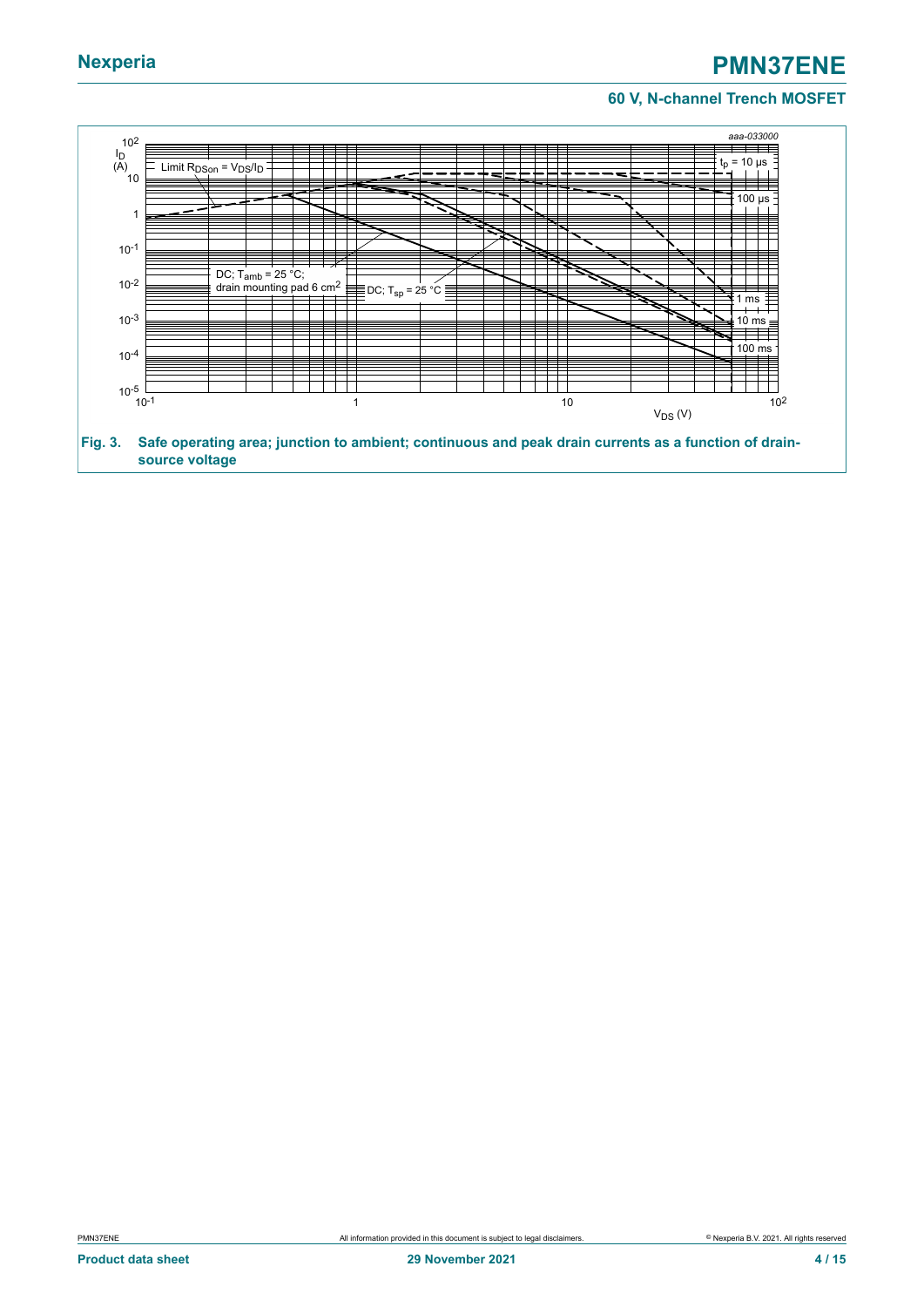aaa-033000

Fig. 3. Safe operating area; junction to ambient; continuous and peak drain currents as a function of drain-source voltage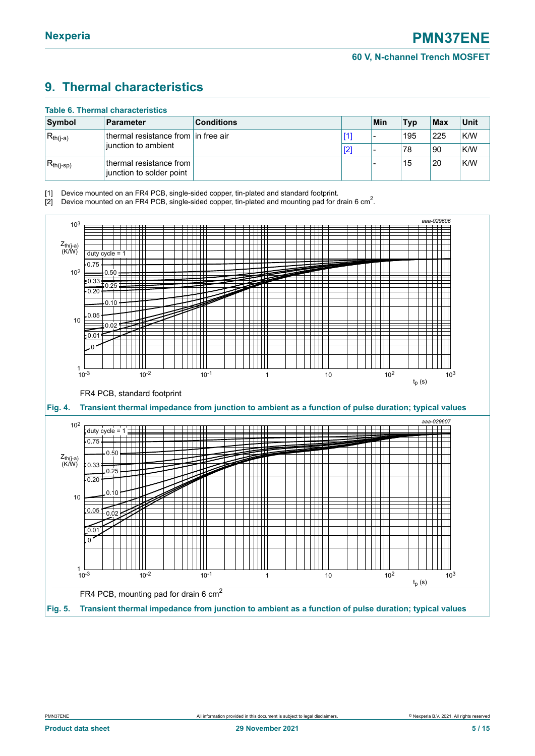## 9. Thermal characteristics

**Table 6. Thermal characteristics**

| Symbol | Parameter | Conditions | | Min | Typ | Max | Unit |
|---|---|---|---|---|---|---|---|
| $R_{th(j-a)}$ | thermal resistance from junction to ambient | in free air | [1] | - | 195 | 225 | K/W |
| | | | [2] | - | 78 | 90 | K/W |
| $R_{th(j-sp)}$ | thermal resistance from junction to solder point | | | - | 15 | 20 | K/W |

[1] Device mounted on an FR4 PCB, single-sided copper, tin-plated and standard footprint.

[2] Device mounted on an FR4 PCB, single-sided copper, tin-plated and mounting pad for drain 6 cm$^2$.

FR4 PCB, standard footprint

**Fig. 4. Transient thermal impedance from junction to ambient as a function of pulse duration; typical values**

FR4 PCB, mounting pad for drain 6 cm$^2$

**Fig. 5. Transient thermal impedance from junction to ambient as a function of pulse duration; typical values**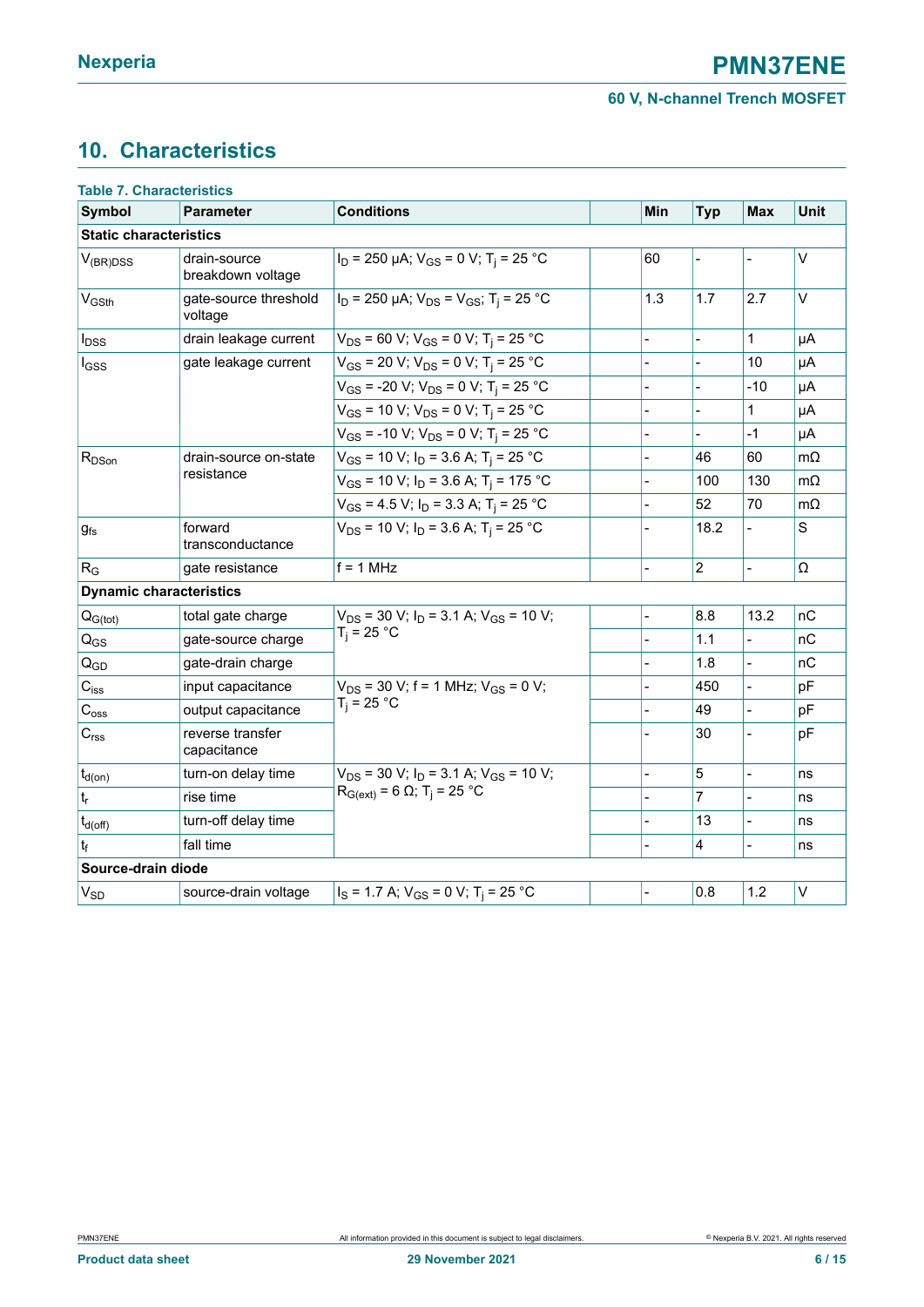## 10. Characteristics

**Table 7. Characteristics**

| Symbol | Parameter | Conditions | | Min | Typ | Max | Unit |
|---|---|---|---|---|---|---|---|
| **Static characteristics** | | | | | | | |
| $V_{(BR)DSS}$ | drain-source breakdown voltage | $I_D$ = 250 µA; $V_{GS}$ = 0 V; $T_j$ = 25 °C | | 60 | - | - | V |
| $V_{GSth}$ | gate-source threshold voltage | $I_D$ = 250 µA; $V_{DS}$ = $V_{GS}$; $T_j$ = 25 °C | | 1.3 | 1.7 | 2.7 | V |
| $I_{DSS}$ | drain leakage current | $V_{DS}$ = 60 V; $V_{GS}$ = 0 V; $T_j$ = 25 °C | | - | - | 1 | µA |
| $I_{GSS}$ | gate leakage current | $V_{GS}$ = 20 V; $V_{DS}$ = 0 V; $T_j$ = 25 °C | | - | - | 10 | µA |
| | | $V_{GS}$ = -20 V; $V_{DS}$ = 0 V; $T_j$ = 25 °C | | - | - | -10 | µA |
| | | $V_{GS}$ = 10 V; $V_{DS}$ = 0 V; $T_j$ = 25 °C | | - | - | 1 | µA |
| | | $V_{GS}$ = -10 V; $V_{DS}$ = 0 V; $T_j$ = 25 °C | | - | - | -1 | µA |
| $R_{DSon}$ | drain-source on-state resistance | $V_{GS}$ = 10 V; $I_D$ = 3.6 A; $T_j$ = 25 °C | | - | 46 | 60 | mΩ |
| | | $V_{GS}$ = 10 V; $I_D$ = 3.6 A; $T_j$ = 175 °C | | - | 100 | 130 | mΩ |
| | | $V_{GS}$ = 4.5 V; $I_D$ = 3.3 A; $T_j$ = 25 °C | | - | 52 | 70 | mΩ |
| $g_{fs}$ | forward transconductance | $V_{DS}$ = 10 V; $I_D$ = 3.6 A; $T_j$ = 25 °C | | - | 18.2 | - | S |
| $R_G$ | gate resistance | f = 1 MHz | | - | 2 | - | Ω |
| **Dynamic characteristics** | | | | | | | |
| $Q_{G(tot)}$ | total gate charge | $V_{DS}$ = 30 V; $I_D$ = 3.1 A; $V_{GS}$ = 10 V; $T_j$ = 25 °C | | - | 8.8 | 13.2 | nC |
| $Q_{GS}$ | gate-source charge | | | - | 1.1 | - | nC |
| $Q_{GD}$ | gate-drain charge | | | - | 1.8 | - | nC |
| $C_{iss}$ | input capacitance | $V_{DS}$ = 30 V; f = 1 MHz; $V_{GS}$ = 0 V; $T_j$ = 25 °C | | - | 450 | - | pF |
| $C_{oss}$ | output capacitance | | | - | 49 | - | pF |
| $C_{rss}$ | reverse transfer capacitance | | | - | 30 | - | pF |
| $t_{d(on)}$ | turn-on delay time | $V_{DS}$ = 30 V; $I_D$ = 3.1 A; $V_{GS}$ = 10 V; $R_{G(ext)}$ = 6 Ω; $T_j$ = 25 °C | | - | 5 | - | ns |
| $t_r$ | rise time | | | - | 7 | - | ns |
| $t_{d(off)}$ | turn-off delay time | | | - | 13 | - | ns |
| $t_f$ | fall time | | | - | 4 | - | ns |
| **Source-drain diode** | | | | | | | |
| $V_{SD}$ | source-drain voltage | $I_S$ = 1.7 A; $V_{GS}$ = 0 V; $T_j$ = 25 °C | | - | 0.8 | 1.2 | V |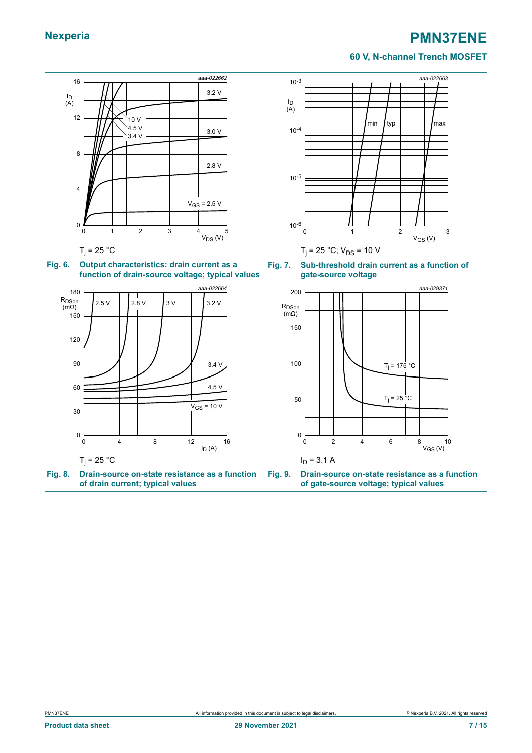$T_j = 25\ °C$

**Fig. 6. Output characteristics: drain current as a function of drain-source voltage; typical values**

$T_j = 25\ °C$; $V_{DS} = 10\ V$

**Fig. 7. Sub-threshold drain current as a function of gate-source voltage**

$T_j = 25\ °C$

**Fig. 8. Drain-source on-state resistance as a function of drain current; typical values**

$I_D = 3.1\ A$

**Fig. 9. Drain-source on-state resistance as a function of gate-source voltage; typical values**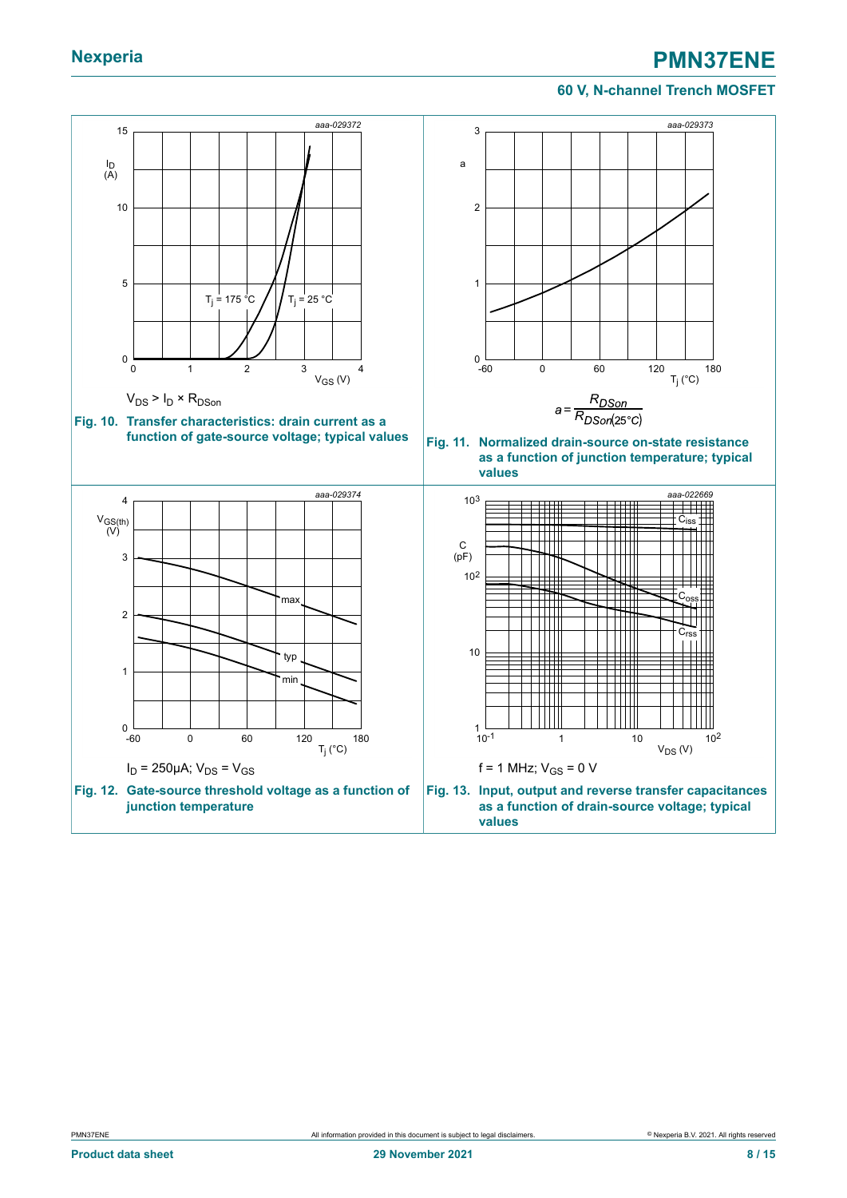aaa-029372

$V_{DS} > I_D \times R_{DSon}$

**Fig. 10. Transfer characteristics: drain current as a function of gate-source voltage; typical values**

aaa-029373

$$a = \frac{R_{DSon}}{R_{DSon(25°C)}}$$

**Fig. 11. Normalized drain-source on-state resistance as a function of junction temperature; typical values**

aaa-029374

$I_D = 250μA; V_{DS} = V_{GS}$

**Fig. 12. Gate-source threshold voltage as a function of junction temperature**

aaa-022669

$f = 1$ MHz; $V_{GS} = 0$ V

**Fig. 13. Input, output and reverse transfer capacitances as a function of drain-source voltage; typical values**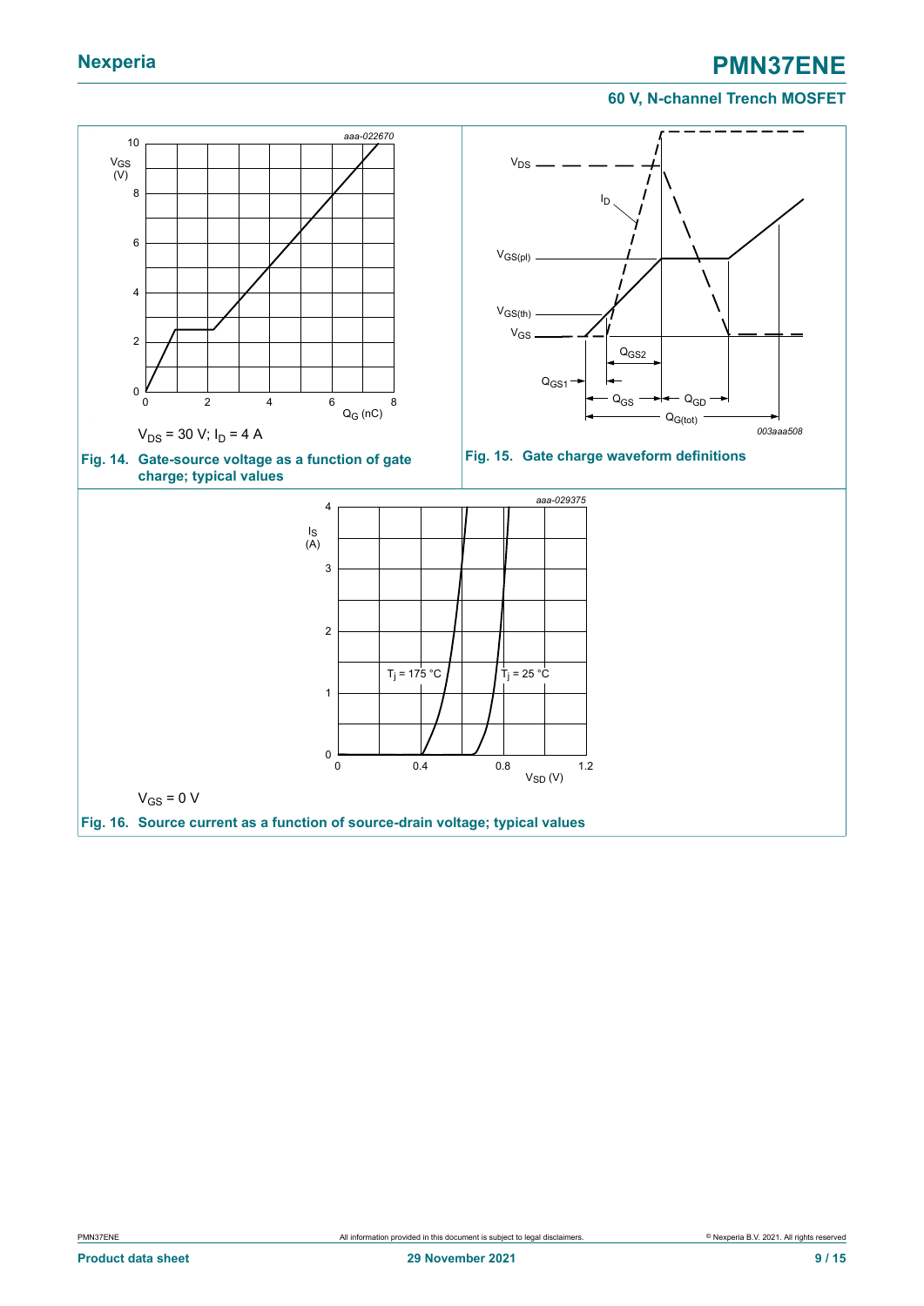$V_{DS}$ = 30 V; $I_D$ = 4 A

**Fig. 14. Gate-source voltage as a function of gate charge; typical values**

**Fig. 15. Gate charge waveform definitions**

$V_{GS}$ = 0 V

**Fig. 16. Source current as a function of source-drain voltage; typical values**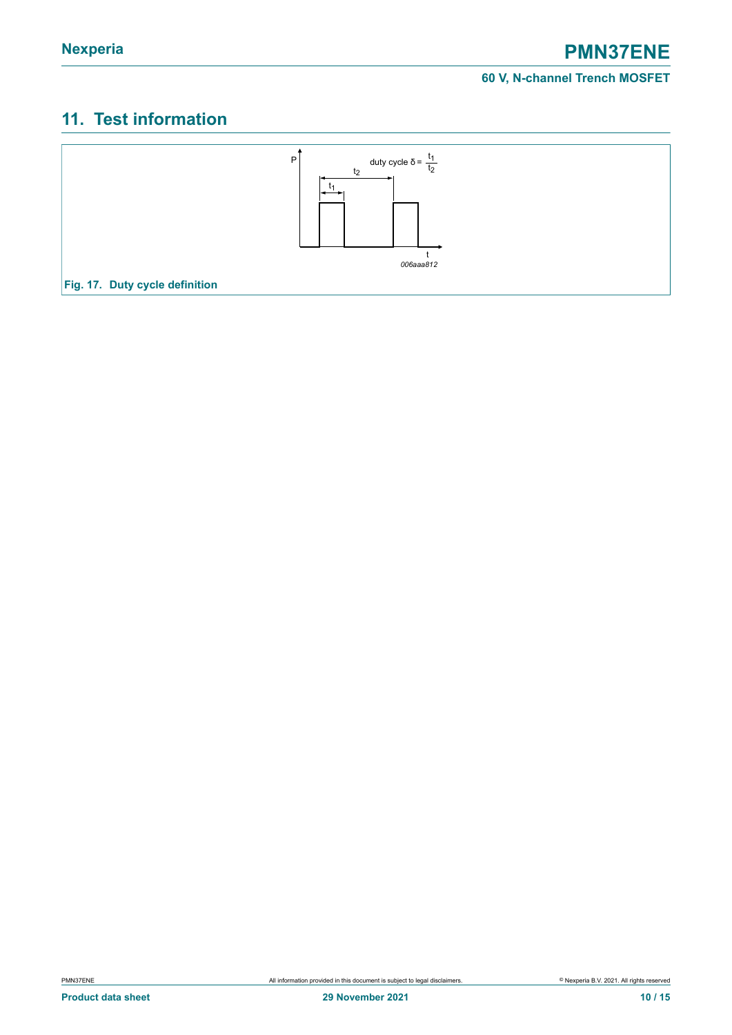## 11. Test information

Fig. 17. Duty cycle definition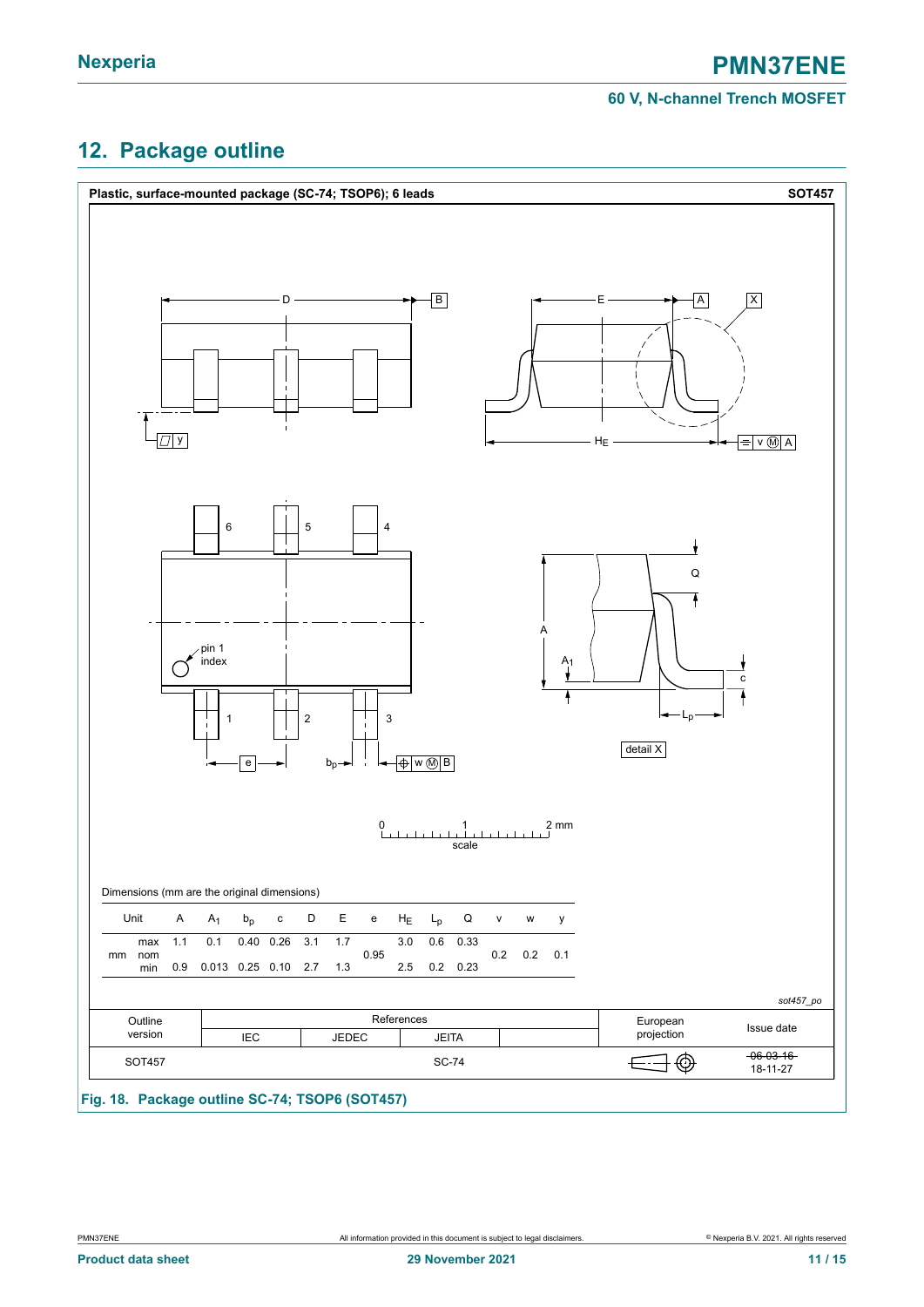## 12. Package outline

**Plastic, surface-mounted package (SC-74; TSOP6); 6 leads** **SOT457**

Dimensions (mm are the original dimensions)

| Unit | | A | $A_1$ | $b_p$ | c | D | E | e | $H_E$ | $L_p$ | Q | v | w | y |
|---|---|---|---|---|---|---|---|---|---|---|---|---|---|---|
| mm | max | 1.1 | 0.1 | 0.40 | 0.26 | 3.1 | 1.7 | | 3.0 | 0.6 | 0.33 | | | |
| | nom | | | | | | | 0.95 | | | | 0.2 | 0.2 | 0.1 |
| | min | 0.9 | 0.013 | 0.25 | 0.10 | 2.7 | 1.3 | | 2.5 | 0.2 | 0.23 | | | |

*sot457_po*

| Outline version | References | | | | European projection | Issue date |
|---|---|---|---|---|---|---|
| | IEC | JEDEC | JEITA | | | |
| SOT457 | | | SC-74 | | | ~~06-03-16~~ 18-11-27 |

**Fig. 18. Package outline SC-74; TSOP6 (SOT457)**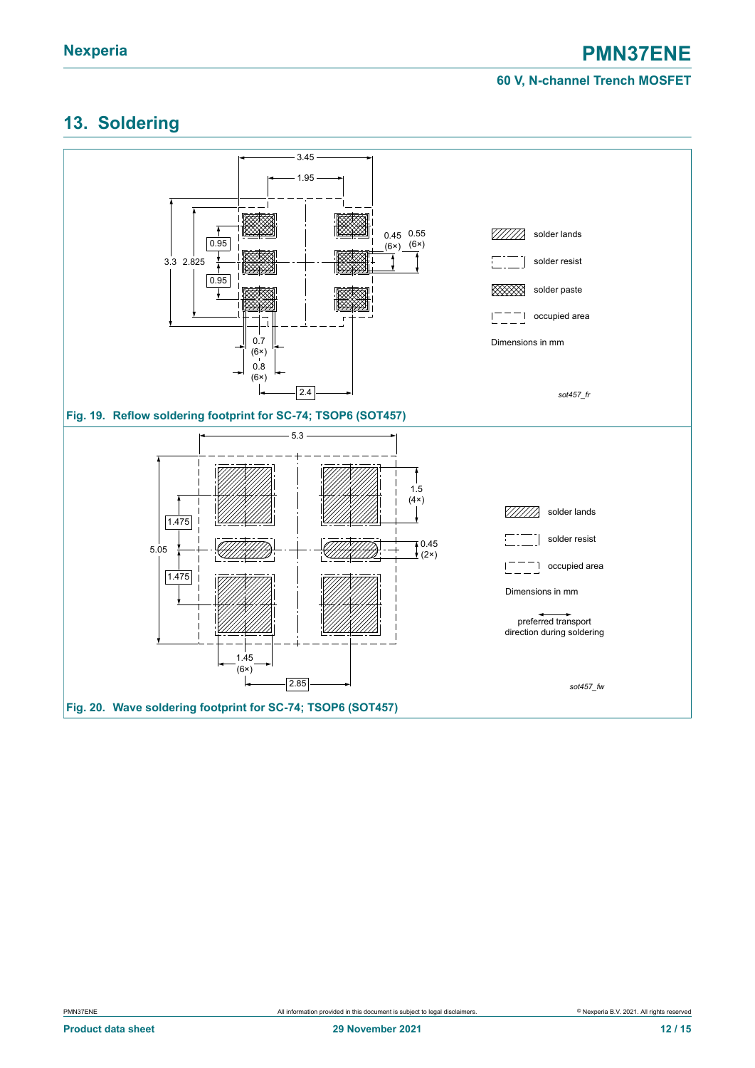## 13. Soldering

Fig. 19. Reflow soldering footprint for SC-74; TSOP6 (SOT457)

Fig. 20. Wave soldering footprint for SC-74; TSOP6 (SOT457)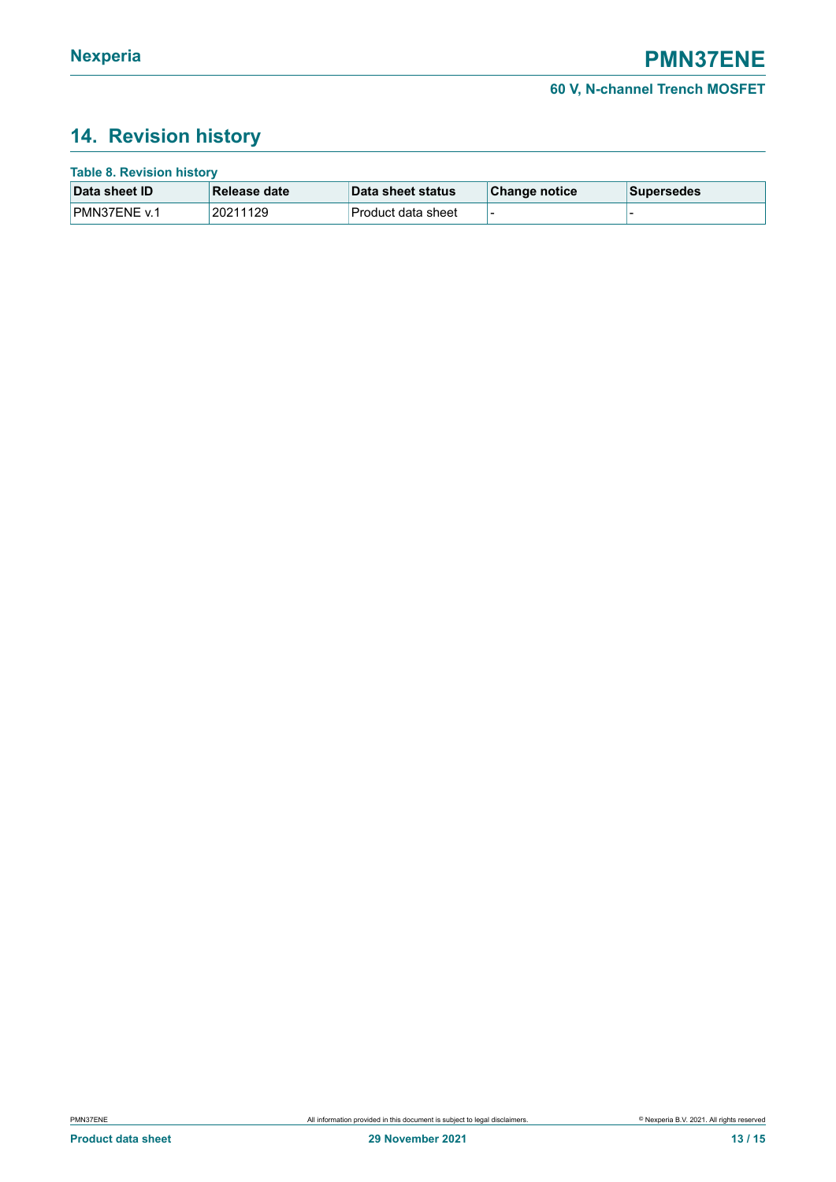## 14. Revision history

**Table 8. Revision history**

| Data sheet ID | Release date | Data sheet status | Change notice | Supersedes |
|---|---|---|---|---|
| PMN37ENE v.1 | 20211129 | Product data sheet | - | - |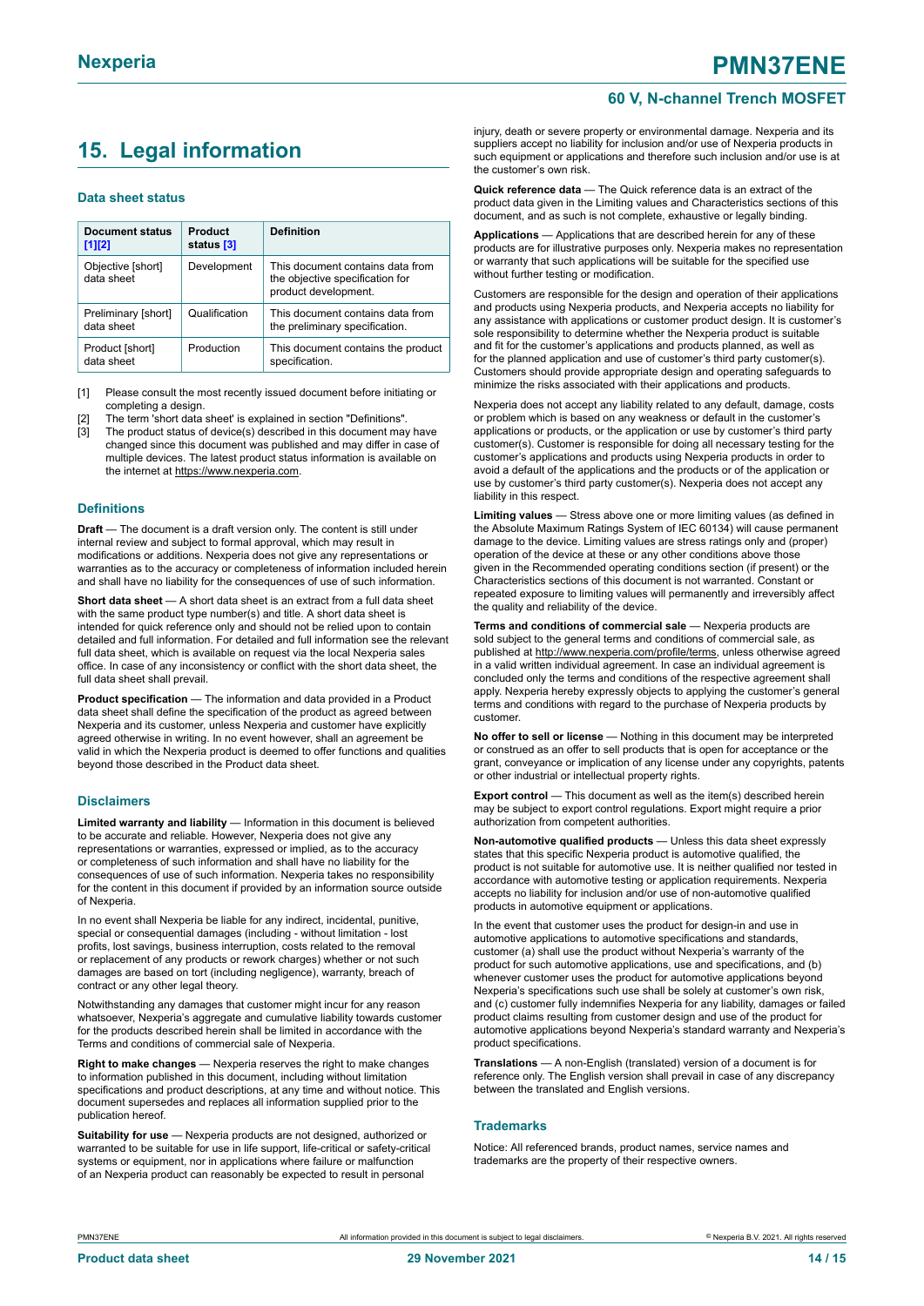## 15. Legal information

### Data sheet status

| Document status [1][2] | Product status [3] | Definition |
|---|---|---|
| Objective [short] data sheet | Development | This document contains data from the objective specification for product development. |
| Preliminary [short] data sheet | Qualification | This document contains data from the preliminary specification. |
| Product [short] data sheet | Production | This document contains the product specification. |

[1] Please consult the most recently issued document before initiating or completing a design.
[2] The term 'short data sheet' is explained in section "Definitions".
[3] The product status of device(s) described in this document may have changed since this document was published and may differ in case of multiple devices. The latest product status information is available on the internet at https://www.nexperia.com.

### Definitions

**Draft** — The document is a draft version only. The content is still under internal review and subject to formal approval, which may result in modifications or additions. Nexperia does not give any representations or warranties as to the accuracy or completeness of information included herein and shall have no liability for the consequences of use of such information.

**Short data sheet** — A short data sheet is an extract from a full data sheet with the same product type number(s) and title. A short data sheet is intended for quick reference only and should not be relied upon to contain detailed and full information. For detailed and full information see the relevant full data sheet, which is available on request via the local Nexperia sales office. In case of any inconsistency or conflict with the short data sheet, the full data sheet shall prevail.

**Product specification** — The information and data provided in a Product data sheet shall define the specification of the product as agreed between Nexperia and its customer, unless Nexperia and customer have explicitly agreed otherwise in writing. In no event however, shall an agreement be valid in which the Nexperia product is deemed to offer functions and qualities beyond those described in the Product data sheet.

### Disclaimers

**Limited warranty and liability** — Information in this document is believed to be accurate and reliable. However, Nexperia does not give any representations or warranties, expressed or implied, as to the accuracy or completeness of such information and shall have no liability for the consequences of use of such information. Nexperia takes no responsibility for the content in this document if provided by an information source outside of Nexperia.

In no event shall Nexperia be liable for any indirect, incidental, punitive, special or consequential damages (including - without limitation - lost profits, lost savings, business interruption, costs related to the removal or replacement of any products or rework charges) whether or not such damages are based on tort (including negligence), warranty, breach of contract or any other legal theory.

Notwithstanding any damages that customer might incur for any reason whatsoever, Nexperia's aggregate and cumulative liability towards customer for the products described herein shall be limited in accordance with the Terms and conditions of commercial sale of Nexperia.

**Right to make changes** — Nexperia reserves the right to make changes to information published in this document, including without limitation specifications and product descriptions, at any time and without notice. This document supersedes and replaces all information supplied prior to the publication hereof.

**Suitability for use** — Nexperia products are not designed, authorized or warranted to be suitable for use in life support, life-critical or safety-critical systems or equipment, nor in applications where failure or malfunction of an Nexperia product can reasonably be expected to result in personal injury, death or severe property or environmental damage. Nexperia and its suppliers accept no liability for inclusion and/or use of Nexperia products in such equipment or applications and therefore such inclusion and/or use is at the customer's own risk.

**Quick reference data** — The Quick reference data is an extract of the product data given in the Limiting values and Characteristics sections of this document, and as such is not complete, exhaustive or legally binding.

**Applications** — Applications that are described herein for any of these products are for illustrative purposes only. Nexperia makes no representation or warranty that such applications will be suitable for the specified use without further testing or modification.

Customers are responsible for the design and operation of their applications and products using Nexperia products, and Nexperia accepts no liability for any assistance with applications or customer product design. It is customer's sole responsibility to determine whether the Nexperia product is suitable and fit for the customer's applications and products planned, as well as for the planned application and use of customer's third party customer(s). Customers should provide appropriate design and operating safeguards to minimize the risks associated with their applications and products.

Nexperia does not accept any liability related to any default, damage, costs or problem which is based on any weakness or default in the customer's applications or products, or the application or use by customer's third party customer(s). Customer is responsible for doing all necessary testing for the customer's applications and products using Nexperia products in order to avoid a default of the applications and the products or of the application or use by customer's third party customer(s). Nexperia does not accept any liability in this respect.

**Limiting values** — Stress above one or more limiting values (as defined in the Absolute Maximum Ratings System of IEC 60134) will cause permanent damage to the device. Limiting values are stress ratings only and (proper) operation of the device at these or any other conditions above those given in the Recommended operating conditions section (if present) or the Characteristics sections of this document is not warranted. Constant or repeated exposure to limiting values will permanently and irreversibly affect the quality and reliability of the device.

**Terms and conditions of commercial sale** — Nexperia products are sold subject to the general terms and conditions of commercial sale, as published at http://www.nexperia.com/profile/terms, unless otherwise agreed in a valid written individual agreement. In case an individual agreement is concluded only the terms and conditions of the respective agreement shall apply. Nexperia hereby expressly objects to applying the customer's general terms and conditions with regard to the purchase of Nexperia products by customer.

**No offer to sell or license** — Nothing in this document may be interpreted or construed as an offer to sell products that is open for acceptance or the grant, conveyance or implication of any license under any copyrights, patents or other industrial or intellectual property rights.

**Export control** — This document as well as the item(s) described herein may be subject to export control regulations. Export might require a prior authorization from competent authorities.

**Non-automotive qualified products** — Unless this data sheet expressly states that this specific Nexperia product is automotive qualified, the product is not suitable for automotive use. It is neither qualified nor tested in accordance with automotive testing or application requirements. Nexperia accepts no liability for inclusion and/or use of non-automotive qualified products in automotive equipment or applications.

In the event that customer uses the product for design-in and use in automotive applications to automotive specifications and standards, customer (a) shall use the product without Nexperia's warranty of the product for such automotive applications, use and specifications, and (b) whenever customer uses the product for automotive applications beyond Nexperia's specifications such use shall be solely at customer's own risk, and (c) customer fully indemnifies Nexperia for any liability, damages or failed product claims resulting from customer design and use of the product for automotive applications beyond Nexperia's standard warranty and Nexperia's product specifications.

**Translations** — A non-English (translated) version of a document is for reference only. The English version shall prevail in case of any discrepancy between the translated and English versions.

### Trademarks

Notice: All referenced brands, product names, service names and trademarks are the property of their respective owners.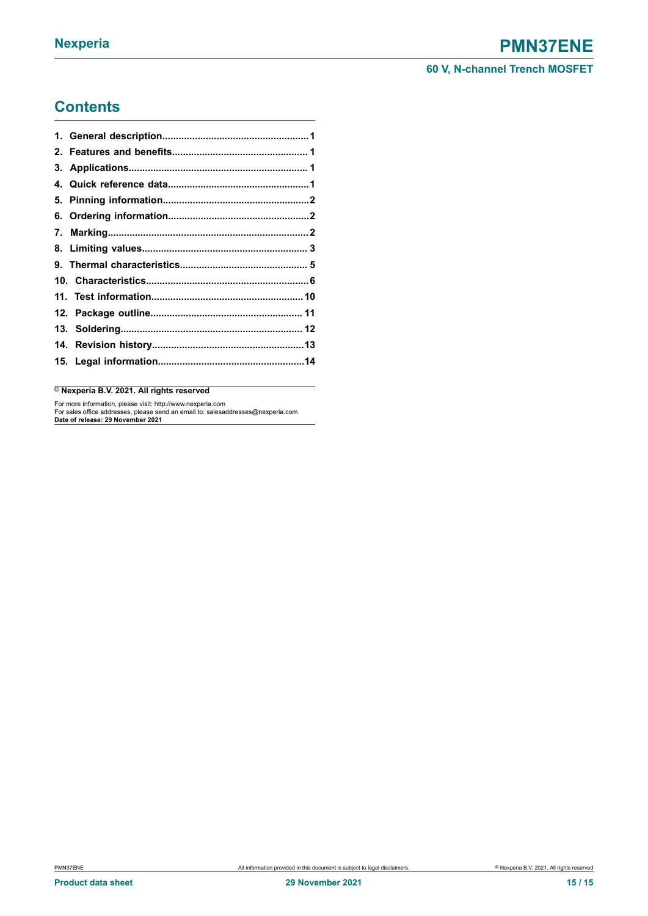## Contents

1. General description.....1
2. Features and benefits.....1
3. Applications.....1
4. Quick reference data.....1
5. Pinning information.....2
6. Ordering information.....2
7. Marking.....2
8. Limiting values.....3
9. Thermal characteristics.....5
10. Characteristics.....6
11. Test information.....10
12. Package outline.....11
13. Soldering.....12
14. Revision history.....13
15. Legal information.....14

**© Nexperia B.V. 2021. All rights reserved**

For more information, please visit: http://www.nexperia.com
For sales office addresses, please send an email to: salesaddresses@nexperia.com
**Date of release: 29 November 2021**